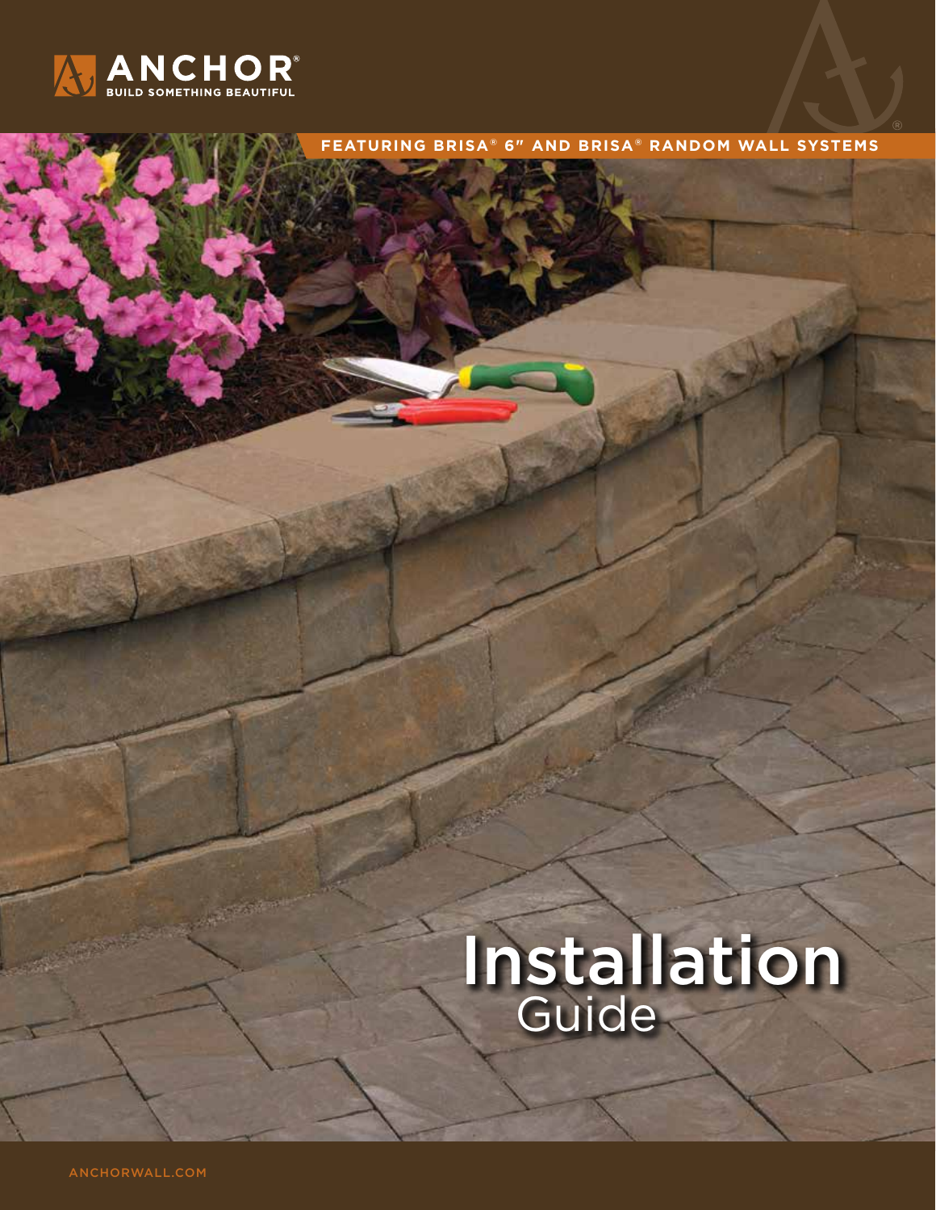ANCHOR®

BUILD SOMETHING BEAUTIFUL

FEATURING BRISA® 6" AND BRISA® RANDOM WALL SYSTEMS

# Installation Guide

ANCHORWALL.COM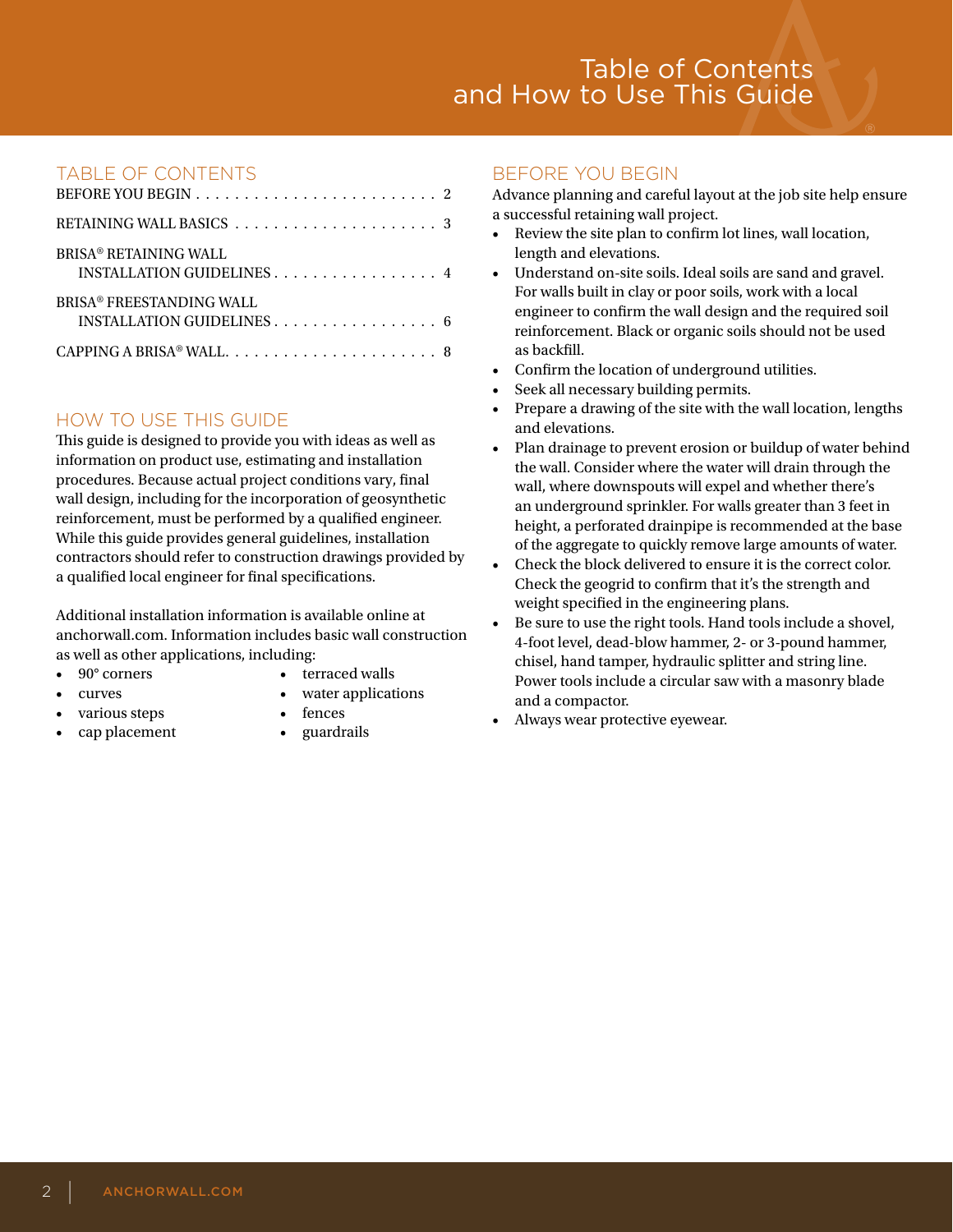# Table of Contents and How to Use This Guide

## TABLE OF CONTENTS

BEFORE YOU BEGIN . . . . . . . . . . . . . . . . . . . . . . . . . 2

RETAINING WALL BASICS . . . . . . . . . . . . . . . . . . . . . 3

BRISA® RETAINING WALL INSTALLATION GUIDELINES . . . . . . . . . . . . . . . . . 4

BRISA® FREESTANDING WALL INSTALLATION GUIDELINES . . . . . . . . . . . . . . . . . 6

CAPPING A BRISA® WALL. . . . . . . . . . . . . . . . . . . . . . 8

## HOW TO USE THIS GUIDE

This guide is designed to provide you with ideas as well as information on product use, estimating and installation procedures. Because actual project conditions vary, final wall design, including for the incorporation of geosynthetic reinforcement, must be performed by a qualified engineer. While this guide provides general guidelines, installation contractors should refer to construction drawings provided by a qualified local engineer for final specifications.

Additional installation information is available online at anchorwall.com. Information includes basic wall construction as well as other applications, including:

- 90° corners
- curves
- various steps
- cap placement
- terraced walls
- water applications
- fences
- guardrails

## BEFORE YOU BEGIN

Advance planning and careful layout at the job site help ensure a successful retaining wall project.

- Review the site plan to confirm lot lines, wall location, length and elevations.
- Understand on-site soils. Ideal soils are sand and gravel. For walls built in clay or poor soils, work with a local engineer to confirm the wall design and the required soil reinforcement. Black or organic soils should not be used as backfill.
- Confirm the location of underground utilities.
- Seek all necessary building permits.
- Prepare a drawing of the site with the wall location, lengths and elevations.
- Plan drainage to prevent erosion or buildup of water behind the wall. Consider where the water will drain through the wall, where downspouts will expel and whether there's an underground sprinkler. For walls greater than 3 feet in height, a perforated drainpipe is recommended at the base of the aggregate to quickly remove large amounts of water.
- Check the block delivered to ensure it is the correct color. Check the geogrid to confirm that it's the strength and weight specified in the engineering plans.
- Be sure to use the right tools. Hand tools include a shovel, 4-foot level, dead-blow hammer, 2- or 3-pound hammer, chisel, hand tamper, hydraulic splitter and string line. Power tools include a circular saw with a masonry blade and a compactor.
- Always wear protective eyewear.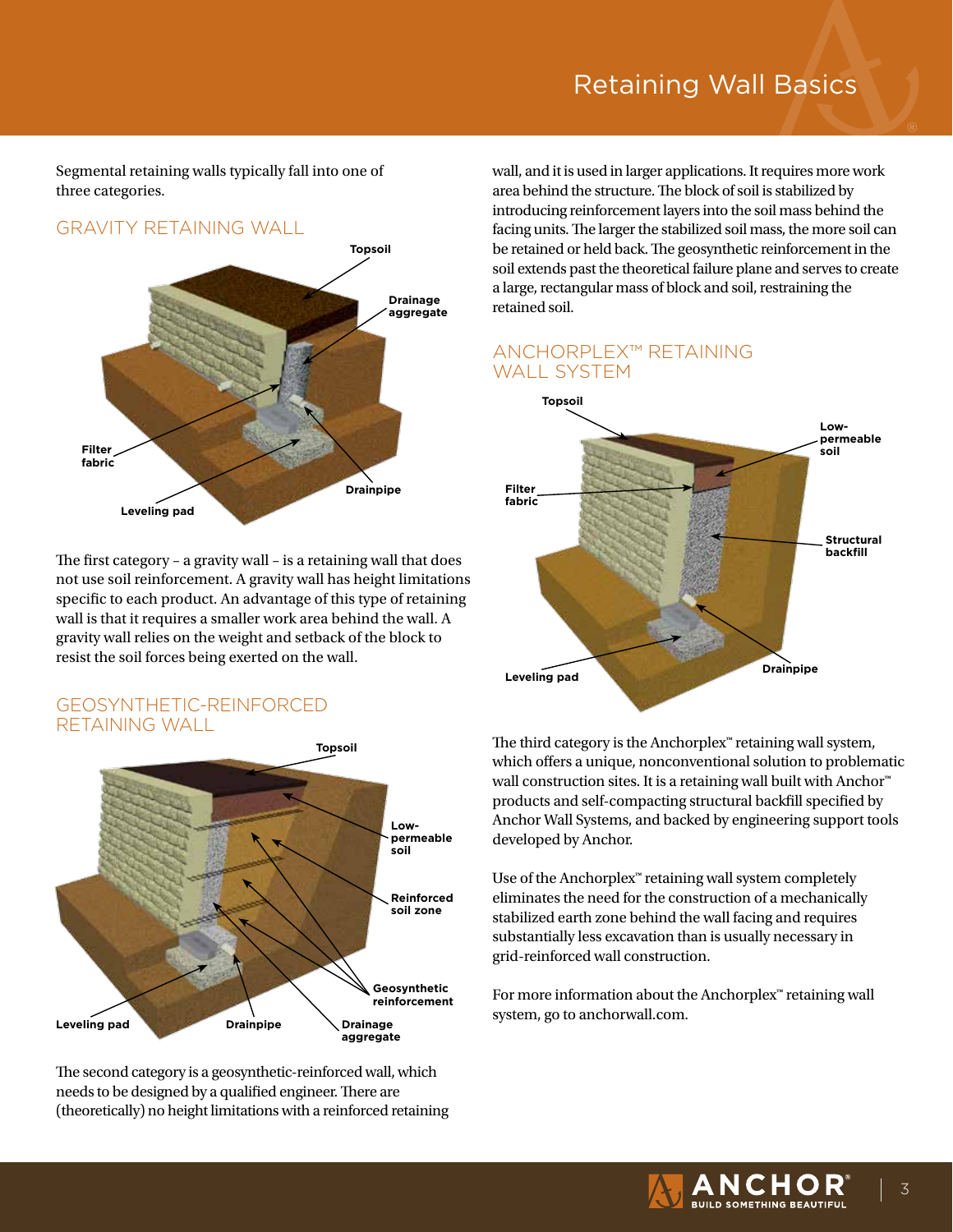# Retaining Wall Basics

Segmental retaining walls typically fall into one of three categories.

## GRAVITY RETAINING WALL

Topsoil

Drainage aggregate

Filter fabric

Leveling pad

Drainpipe

The first category – a gravity wall – is a retaining wall that does not use soil reinforcement. A gravity wall has height limitations specific to each product. An advantage of this type of retaining wall is that it requires a smaller work area behind the wall. A gravity wall relies on the weight and setback of the block to resist the soil forces being exerted on the wall.

## GEOSYNTHETIC-REINFORCED RETAINING WALL

Topsoil

Low-permeable soil

Reinforced soil zone

Geosynthetic reinforcement

Leveling pad

Drainpipe

Drainage aggregate

The second category is a geosynthetic-reinforced wall, which needs to be designed by a qualified engineer. There are (theoretically) no height limitations with a reinforced retaining wall, and it is used in larger applications. It requires more work area behind the structure. The block of soil is stabilized by introducing reinforcement layers into the soil mass behind the facing units. The larger the stabilized soil mass, the more soil can be retained or held back. The geosynthetic reinforcement in the soil extends past the theoretical failure plane and serves to create a large, rectangular mass of block and soil, restraining the retained soil.

## ANCHORPLEX™ RETAINING WALL SYSTEM

Topsoil

Low-permeable soil

Filter fabric

Structural backfill

Leveling pad

Drainpipe

The third category is the Anchorplex™ retaining wall system, which offers a unique, nonconventional solution to problematic wall construction sites. It is a retaining wall built with Anchor™ products and self-compacting structural backfill specified by Anchor Wall Systems, and backed by engineering support tools developed by Anchor.

Use of the Anchorplex™ retaining wall system completely eliminates the need for the construction of a mechanically stabilized earth zone behind the wall facing and requires substantially less excavation than is usually necessary in grid-reinforced wall construction.

For more information about the Anchorplex™ retaining wall system, go to anchorwall.com.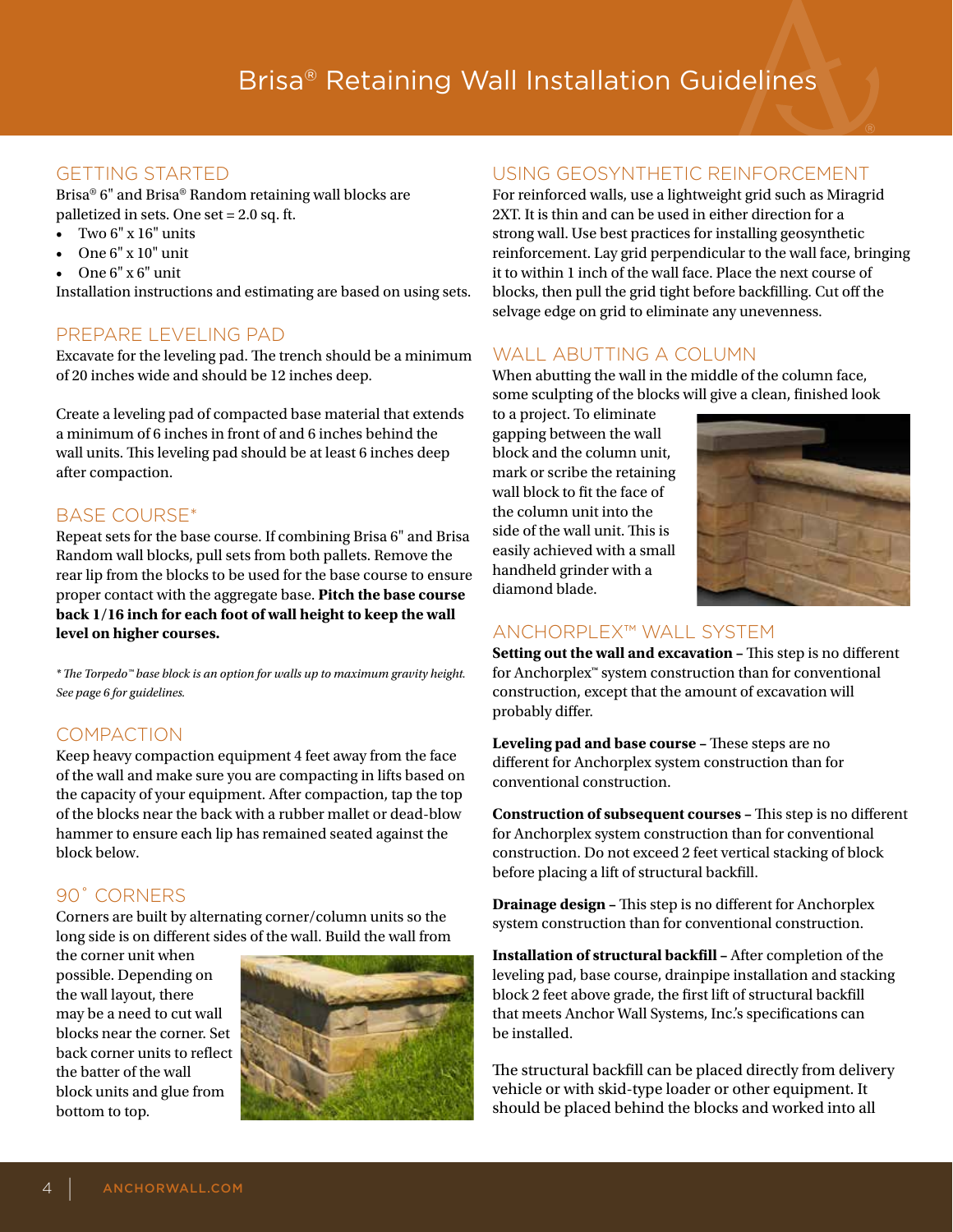# Brisa® Retaining Wall Installation Guidelines

## GETTING STARTED

Brisa® 6" and Brisa® Random retaining wall blocks are palletized in sets. One set = 2.0 sq. ft.

- Two 6" x 16" units
- One 6" x 10" unit
- One 6" x 6" unit

Installation instructions and estimating are based on using sets.

## PREPARE LEVELING PAD

Excavate for the leveling pad. The trench should be a minimum of 20 inches wide and should be 12 inches deep.

Create a leveling pad of compacted base material that extends a minimum of 6 inches in front of and 6 inches behind the wall units. This leveling pad should be at least 6 inches deep after compaction.

## BASE COURSE*

Repeat sets for the base course. If combining Brisa 6" and Brisa Random wall blocks, pull sets from both pallets. Remove the rear lip from the blocks to be used for the base course to ensure proper contact with the aggregate base. **Pitch the base course back 1/16 inch for each foot of wall height to keep the wall level on higher courses.**

*\* The Torpedo™ base block is an option for walls up to maximum gravity height. See page 6 for guidelines.*

## COMPACTION

Keep heavy compaction equipment 4 feet away from the face of the wall and make sure you are compacting in lifts based on the capacity of your equipment. After compaction, tap the top of the blocks near the back with a rubber mallet or dead-blow hammer to ensure each lip has remained seated against the block below.

## 90˚ CORNERS

Corners are built by alternating corner/column units so the long side is on different sides of the wall. Build the wall from the corner unit when possible. Depending on the wall layout, there may be a need to cut wall blocks near the corner. Set back corner units to reflect the batter of the wall block units and glue from bottom to top.

## USING GEOSYNTHETIC REINFORCEMENT

For reinforced walls, use a lightweight grid such as Miragrid 2XT. It is thin and can be used in either direction for a strong wall. Use best practices for installing geosynthetic reinforcement. Lay grid perpendicular to the wall face, bringing it to within 1 inch of the wall face. Place the next course of blocks, then pull the grid tight before backfilling. Cut off the selvage edge on grid to eliminate any unevenness.

## WALL ABUTTING A COLUMN

When abutting the wall in the middle of the column face, some sculpting of the blocks will give a clean, finished look to a project. To eliminate gapping between the wall block and the column unit, mark or scribe the retaining wall block to fit the face of the column unit into the side of the wall unit. This is easily achieved with a small handheld grinder with a diamond blade.

## ANCHORPLEX™ WALL SYSTEM

**Setting out the wall and excavation –** This step is no different for Anchorplex™ system construction than for conventional construction, except that the amount of excavation will probably differ.

**Leveling pad and base course –** These steps are no different for Anchorplex system construction than for conventional construction.

**Construction of subsequent courses –** This step is no different for Anchorplex system construction than for conventional construction. Do not exceed 2 feet vertical stacking of block before placing a lift of structural backfill.

**Drainage design –** This step is no different for Anchorplex system construction than for conventional construction.

**Installation of structural backfill –** After completion of the leveling pad, base course, drainpipe installation and stacking block 2 feet above grade, the first lift of structural backfill that meets Anchor Wall Systems, Inc.'s specifications can be installed.

The structural backfill can be placed directly from delivery vehicle or with skid-type loader or other equipment. It should be placed behind the blocks and worked into all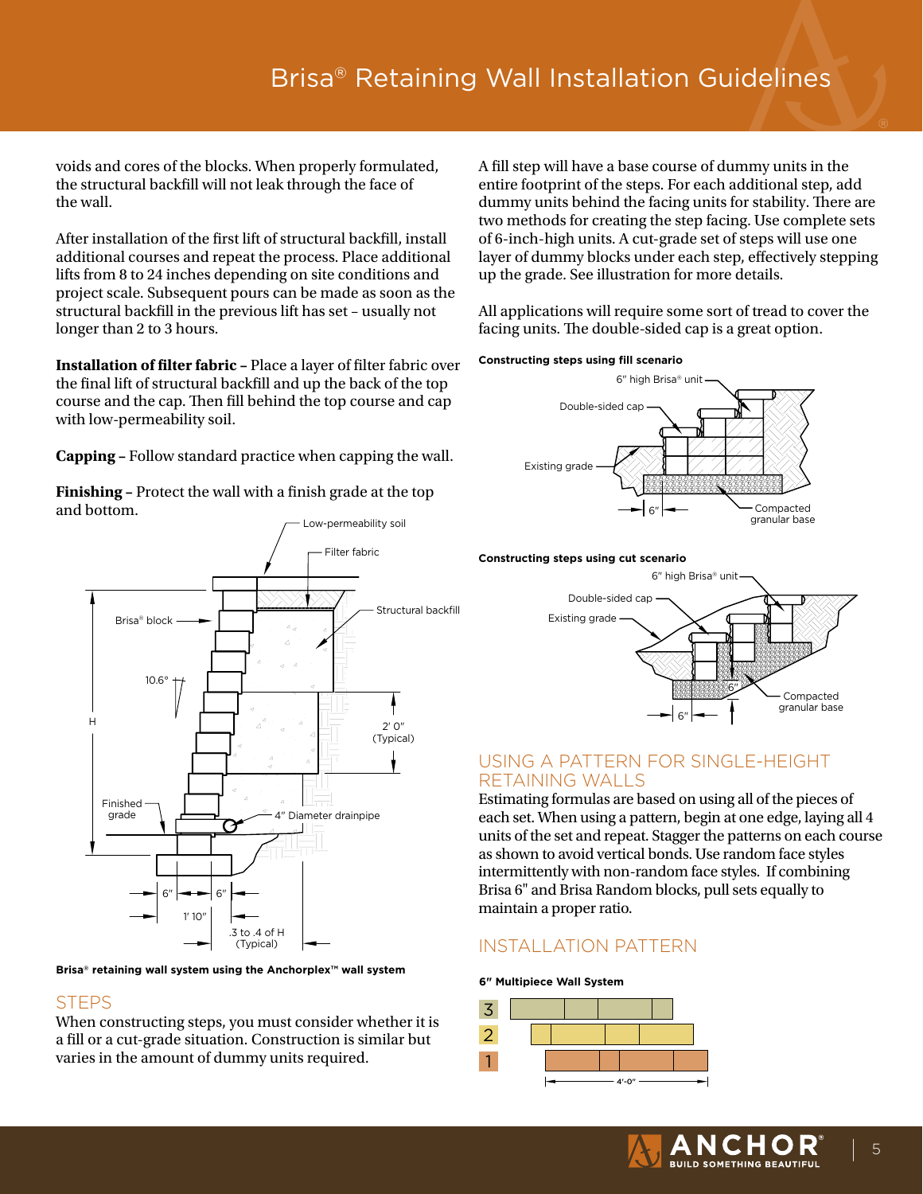voids and cores of the blocks. When properly formulated, the structural backfill will not leak through the face of the wall.

After installation of the first lift of structural backfill, install additional courses and repeat the process. Place additional lifts from 8 to 24 inches depending on site conditions and project scale. Subsequent pours can be made as soon as the structural backfill in the previous lift has set – usually not longer than 2 to 3 hours.

**Installation of filter fabric** – Place a layer of filter fabric over the final lift of structural backfill and up the back of the top course and the cap. Then fill behind the top course and cap with low-permeability soil.

**Capping** – Follow standard practice when capping the wall.

**Finishing** – Protect the wall with a finish grade at the top and bottom.

Low-permeability soil
Filter fabric
Brisa® block
Structural backfill
10.6°
H
2' 0" (Typical)
Finished grade
4" Diameter drainpipe
6" 6"
1' 10"
.3 to .4 of H (Typical)

**Brisa® retaining wall system using the Anchorplex™ wall system**

## STEPS

When constructing steps, you must consider whether it is a fill or a cut-grade situation. Construction is similar but varies in the amount of dummy units required.

A fill step will have a base course of dummy units in the entire footprint of the steps. For each additional step, add dummy units behind the facing units for stability. There are two methods for creating the step facing. Use complete sets of 6-inch-high units. A cut-grade set of steps will use one layer of dummy blocks under each step, effectively stepping up the grade. See illustration for more details.

All applications will require some sort of tread to cover the facing units. The double-sided cap is a great option.

**Constructing steps using fill scenario**

6" high Brisa® unit
Double-sided cap
Existing grade
6"
Compacted granular base

**Constructing steps using cut scenario**

6" high Brisa® unit
Double-sided cap
Existing grade
6"
6"
Compacted granular base

## USING A PATTERN FOR SINGLE-HEIGHT RETAINING WALLS

Estimating formulas are based on using all of the pieces of each set. When using a pattern, begin at one edge, laying all 4 units of the set and repeat. Stagger the patterns on each course as shown to avoid vertical bonds. Use random face styles intermittently with non-random face styles. If combining Brisa 6" and Brisa Random blocks, pull sets equally to maintain a proper ratio.

## INSTALLATION PATTERN

**6" Multipiece Wall System**

3
2
1
4'-0"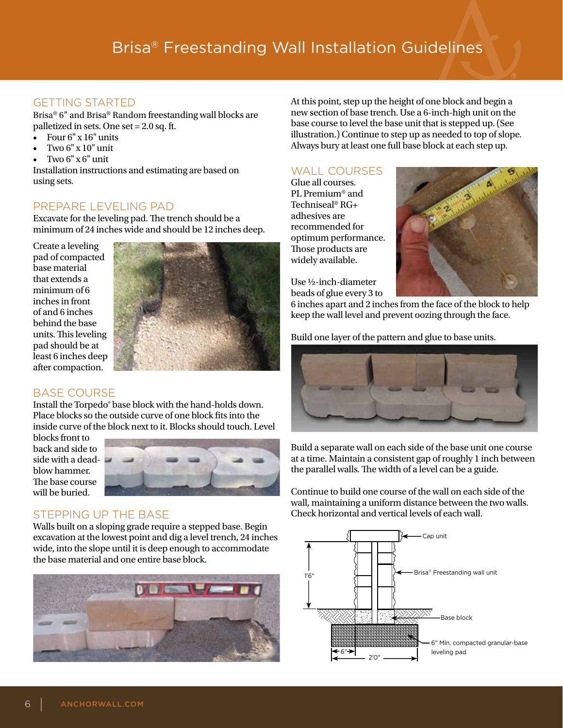# Brisa® Freestanding Wall Installation Guidelines

## GETTING STARTED

Brisa® 6" and Brisa® Random freestanding wall blocks are palletized in sets. One set = 2.0 sq. ft.

- Four 6" x 16" units
- Two 6" x 10" unit
- Two 6" x 6" unit

Installation instructions and estimating are based on using sets.

## PREPARE LEVELING PAD

Excavate for the leveling pad. The trench should be a minimum of 24 inches wide and should be 12 inches deep.

Create a leveling pad of compacted base material that extends a minimum of 6 inches in front of and 6 inches behind the base units. This leveling pad should be at least 6 inches deep after compaction.

## BASE COURSE

Install the Torpedo® base block with the hand-holds down. Place blocks so the outside curve of one block fits into the inside curve of the block next to it. Blocks should touch. Level blocks front to back and side to side with a dead-blow hammer. The base course will be buried.

## STEPPING UP THE BASE

Walls built on a sloping grade require a stepped base. Begin excavation at the lowest point and dig a level trench, 24 inches wide, into the slope until it is deep enough to accommodate the base material and one entire base block.

At this point, step up the height of one block and begin a new section of base trench. Use a 6-inch-high unit on the base course to level the base unit that is stepped up. (See illustration.) Continue to step up as needed to top of slope. Always bury at least one full base block at each step up.

## WALL COURSES

Glue all courses. PL Premium® and Techniseal® RG+ adhesives are recommended for optimum performance. Those products are widely available.

Use ½-inch-diameter beads of glue every 3 to 6 inches apart and 2 inches from the face of the block to help keep the wall level and prevent oozing through the face.

Build one layer of the pattern and glue to base units.

Build a separate wall on each side of the base unit one course at a time. Maintain a consistent gap of roughly 1 inch between the parallel walls. The width of a level can be a guide.

Continue to build one course of the wall on each side of the wall, maintaining a uniform distance between the two walls. Check horizontal and vertical levels of each wall.

Cap unit

Brisa® Freestanding wall unit

Base block

6" Min. compacted granular-base leveling pad

1'6"

6"

2'0"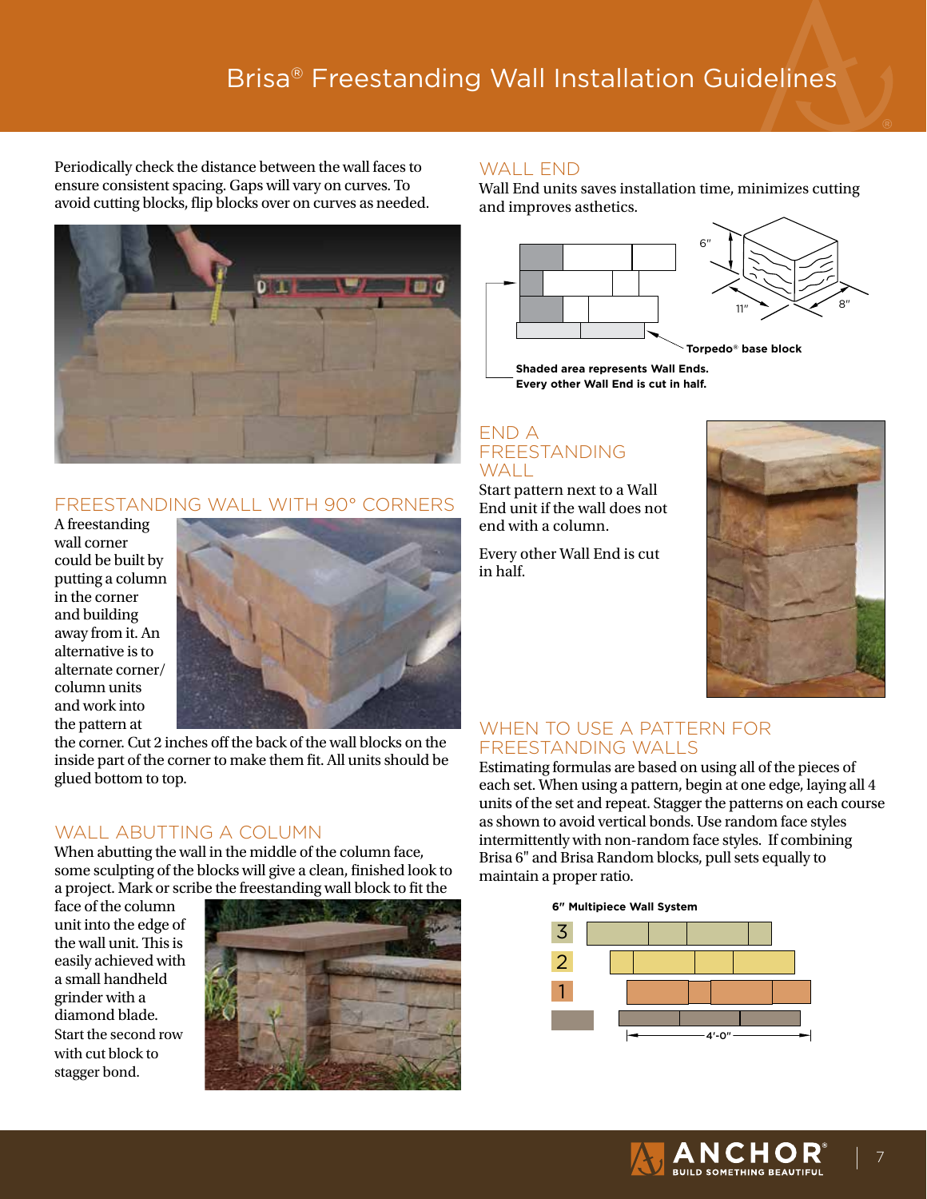# Brisa® Freestanding Wall Installation Guidelines

Periodically check the distance between the wall faces to ensure consistent spacing. Gaps will vary on curves. To avoid cutting blocks, flip blocks over on curves as needed.

## FREESTANDING WALL WITH 90° CORNERS

A freestanding wall corner could be built by putting a column in the corner and building away from it. An alternative is to alternate corner/column units and work into the pattern at the corner. Cut 2 inches off the back of the wall blocks on the inside part of the corner to make them fit. All units should be glued bottom to top.

## WALL ABUTTING A COLUMN

When abutting the wall in the middle of the column face, some sculpting of the blocks will give a clean, finished look to a project. Mark or scribe the freestanding wall block to fit the face of the column unit into the edge of the wall unit. This is easily achieved with a small handheld grinder with a diamond blade. Start the second row with cut block to stagger bond.

## WALL END

Wall End units saves installation time, minimizes cutting and improves asthetics.

6″ 11″ 8″

Torpedo® base block

**Shaded area represents Wall Ends. Every other Wall End is cut in half.**

## END A FREESTANDING WALL

Start pattern next to a Wall End unit if the wall does not end with a column.

Every other Wall End is cut in half.

## WHEN TO USE A PATTERN FOR FREESTANDING WALLS

Estimating formulas are based on using all of the pieces of each set. When using a pattern, begin at one edge, laying all 4 units of the set and repeat. Stagger the patterns on each course as shown to avoid vertical bonds. Use random face styles intermittently with non-random face styles. If combining Brisa 6" and Brisa Random blocks, pull sets equally to maintain a proper ratio.

**6″ Multipiece Wall System**

3
2
1

4′-0″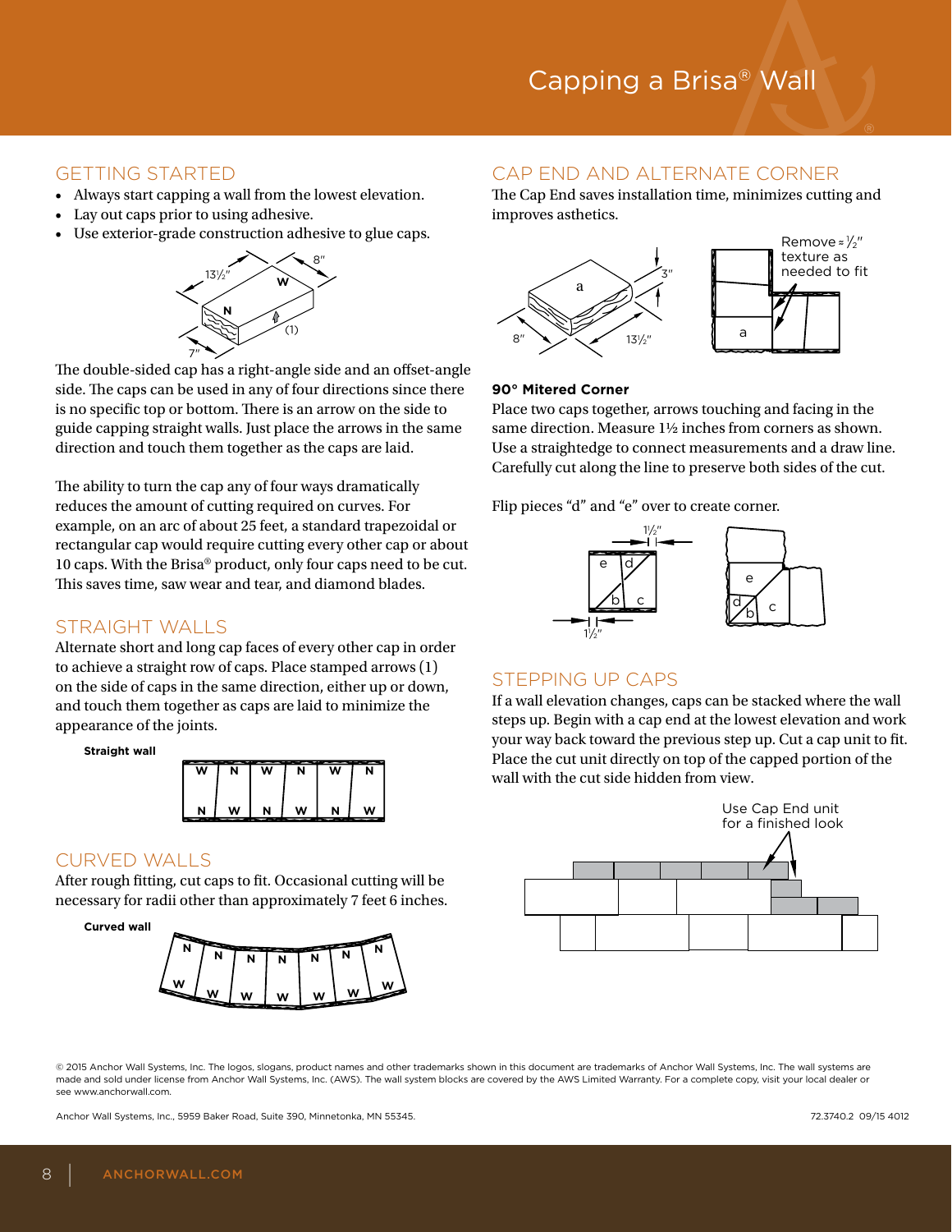# Capping a Brisa® Wall

## GETTING STARTED

- Always start capping a wall from the lowest elevation.
- Lay out caps prior to using adhesive.
- Use exterior-grade construction adhesive to glue caps.

13½"
8"
W
N
(1)
7"

The double-sided cap has a right-angle side and an offset-angle side. The caps can be used in any of four directions since there is no specific top or bottom. There is an arrow on the side to guide capping straight walls. Just place the arrows in the same direction and touch them together as the caps are laid.

The ability to turn the cap any of four ways dramatically reduces the amount of cutting required on curves. For example, on an arc of about 25 feet, a standard trapezoidal or rectangular cap would require cutting every other cap or about 10 caps. With the Brisa® product, only four caps need to be cut. This saves time, saw wear and tear, and diamond blades.

## STRAIGHT WALLS

Alternate short and long cap faces of every other cap in order to achieve a straight row of caps. Place stamped arrows (1) on the side of caps in the same direction, either up or down, and touch them together as caps are laid to minimize the appearance of the joints.

**Straight wall**

W N W N W N
N W N W N W

## CURVED WALLS

After rough fitting, cut caps to fit. Occasional cutting will be necessary for radii other than approximately 7 feet 6 inches.

**Curved wall**

N N N N N N N
W W W W W W W

## CAP END AND ALTERNATE CORNER

The Cap End saves installation time, minimizes cutting and improves asthetics.

a
3"
8"
13½"

Remove ≈ ½" texture as needed to fit

a

**90° Mitered Corner**

Place two caps together, arrows touching and facing in the same direction. Measure 1½ inches from corners as shown. Use a straightedge to connect measurements and a draw line. Carefully cut along the line to preserve both sides of the cut.

Flip pieces "d" and "e" over to create corner.

1½"
e d
b c
1½"

e
d c
b

## STEPPING UP CAPS

If a wall elevation changes, caps can be stacked where the wall steps up. Begin with a cap end at the lowest elevation and work your way back toward the previous step up. Cut a cap unit to fit. Place the cut unit directly on top of the capped portion of the wall with the cut side hidden from view.

Use Cap End unit for a finished look

© 2015 Anchor Wall Systems, Inc. The logos, slogans, product names and other trademarks shown in this document are trademarks of Anchor Wall Systems, Inc. The wall systems are made and sold under license from Anchor Wall Systems, Inc. (AWS). The wall system blocks are covered by the AWS Limited Warranty. For a complete copy, visit your local dealer or see www.anchorwall.com.

Anchor Wall Systems, Inc., 5959 Baker Road, Suite 390, Minnetonka, MN 55345.

72.3740.2 09/15 4012